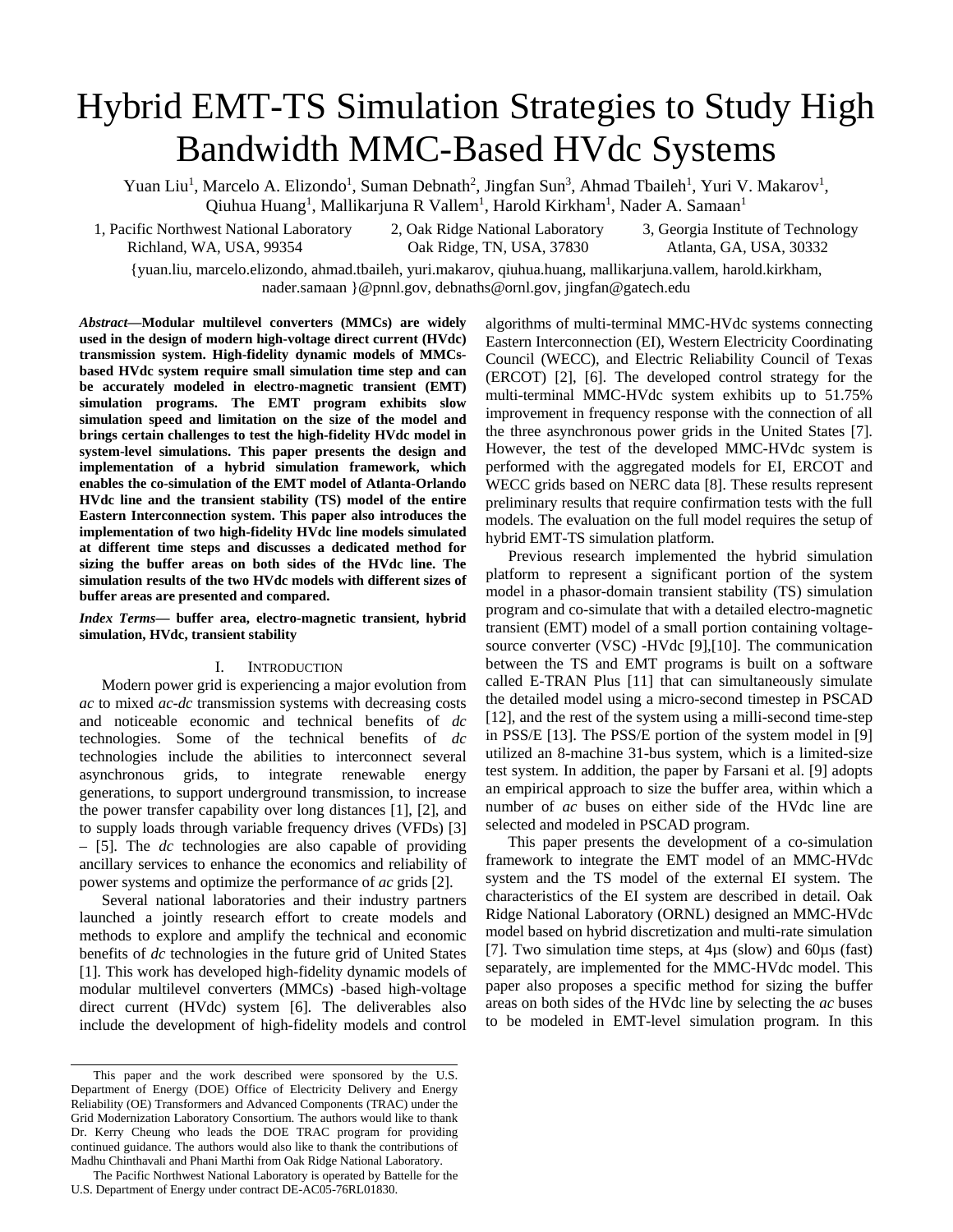# Hybrid EMT-TS Simulation Strategies to Study High Bandwidth MMC-Based HVdc Systems

Yuan Liu[1], Marcelo A. Elizondo[1], Suman Debnath[2], Jingfan Sun[3], Ahmad Tbaileh[1], Yuri V. Makarov[1], Qiuhua Huang[1], Mallikarjuna R Vallem[1], Harold Kirkham[1], Nader A. Samaan[1]

1, Pacific Northwest National Laboratory, Richland, WA, USA, 99354
2, Oak Ridge National Laboratory, Oak Ridge, TN, USA, 37830
3, Georgia Institute of Technology, Atlanta, GA, USA, 30332

{yuan.liu, marcelo.elizondo, ahmad.tbaileh, yuri.makarov, qiuhua.huang, mallikarjuna.vallem, harold.kirkham, nader.samaan }@pnnl.gov, debnaths@ornl.gov, jingfan@gatech.edu

***Abstract*—Modular multilevel converters (MMCs) are widely used in the design of modern high-voltage direct current (HVdc) transmission system. High-fidelity dynamic models of MMCs-based HVdc system require small simulation time step and can be accurately modeled in electro-magnetic transient (EMT) simulation programs. The EMT program exhibits slow simulation speed and limitation on the size of the model and brings certain challenges to test the high-fidelity HVdc model in system-level simulations. This paper presents the design and implementation of a hybrid simulation framework, which enables the co-simulation of the EMT model of Atlanta-Orlando HVdc line and the transient stability (TS) model of the entire Eastern Interconnection system. This paper also introduces the implementation of two high-fidelity HVdc line models simulated at different time steps and discusses a dedicated method for sizing the buffer areas on both sides of the HVdc line. The simulation results of the two HVdc models with different sizes of buffer areas are presented and compared.**

***Index Terms*— buffer area, electro-magnetic transient, hybrid simulation, HVdc, transient stability**

## I. Introduction

Modern power grid is experiencing a major evolution from *ac* to mixed *ac-dc* transmission systems with decreasing costs and noticeable economic and technical benefits of *dc* technologies. Some of the technical benefits of *dc* technologies include the abilities to interconnect several asynchronous grids, to integrate renewable energy generations, to support underground transmission, to increase the power transfer capability over long distances [1], [2], and to supply loads through variable frequency drives (VFDs) [3] – [5]. The *dc* technologies are also capable of providing ancillary services to enhance the economics and reliability of power systems and optimize the performance of *ac* grids [2].

Several national laboratories and their industry partners launched a jointly research effort to create models and methods to explore and amplify the technical and economic benefits of *dc* technologies in the future grid of United States [1]. This work has developed high-fidelity dynamic models of modular multilevel converters (MMCs) -based high-voltage direct current (HVdc) system [6]. The deliverables also include the development of high-fidelity models and control algorithms of multi-terminal MMC-HVdc systems connecting Eastern Interconnection (EI), Western Electricity Coordinating Council (WECC), and Electric Reliability Council of Texas (ERCOT) [2], [6]. The developed control strategy for the multi-terminal MMC-HVdc system exhibits up to 51.75% improvement in frequency response with the connection of all the three asynchronous power grids in the United States [7]. However, the test of the developed MMC-HVdc system is performed with the aggregated models for EI, ERCOT and WECC grids based on NERC data [8]. These results represent preliminary results that require confirmation tests with the full models. The evaluation on the full model requires the setup of hybrid EMT-TS simulation platform.

Previous research implemented the hybrid simulation platform to represent a significant portion of the system model in a phasor-domain transient stability (TS) simulation program and co-simulate that with a detailed electro-magnetic transient (EMT) model of a small portion containing voltage-source converter (VSC) -HVdc [9],[10]. The communication between the TS and EMT programs is built on a software called E-TRAN Plus [11] that can simultaneously simulate the detailed model using a micro-second timestep in PSCAD [12], and the rest of the system using a milli-second time-step in PSS/E [13]. The PSS/E portion of the system model in [9] utilized an 8-machine 31-bus system, which is a limited-size test system. In addition, the paper by Farsani et al. [9] adopts an empirical approach to size the buffer area, within which a number of *ac* buses on either side of the HVdc line are selected and modeled in PSCAD program.

This paper presents the development of a co-simulation framework to integrate the EMT model of an MMC-HVdc system and the TS model of the external EI system. The characteristics of the EI system are described in detail. Oak Ridge National Laboratory (ORNL) designed an MMC-HVdc model based on hybrid discretization and multi-rate simulation [7]. Two simulation time steps, at 4μs (slow) and 60μs (fast) separately, are implemented for the MMC-HVdc model. This paper also proposes a specific method for sizing the buffer areas on both sides of the HVdc line by selecting the *ac* buses to be modeled in EMT-level simulation program. In this

---

This paper and the work described were sponsored by the U.S. Department of Energy (DOE) Office of Electricity Delivery and Energy Reliability (OE) Transformers and Advanced Components (TRAC) under the Grid Modernization Laboratory Consortium. The authors would like to thank Dr. Kerry Cheung who leads the DOE TRAC program for providing continued guidance. The authors would also like to thank the contributions of Madhu Chinthavali and Phani Marthi from Oak Ridge National Laboratory.

The Pacific Northwest National Laboratory is operated by Battelle for the U.S. Department of Energy under contract DE-AC05-76RL01830.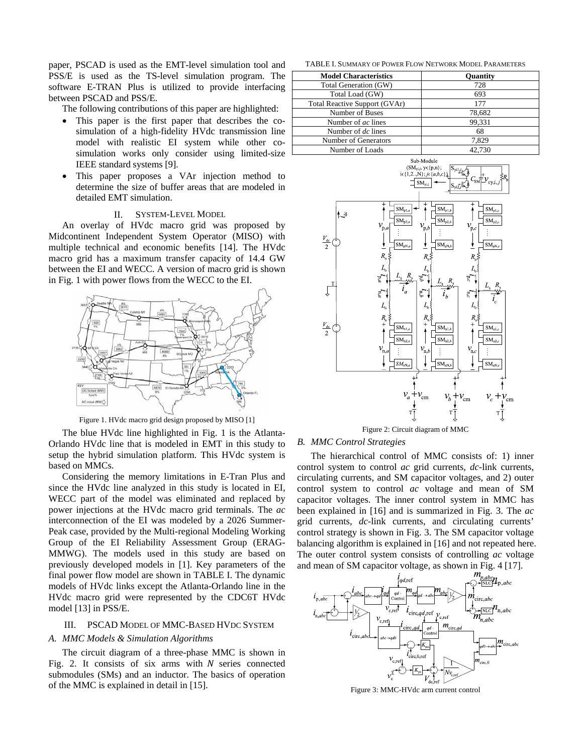paper, PSCAD is used as the EMT-level simulation tool and PSS/E is used as the TS-level simulation program. The software E-TRAN Plus is utilized to provide interfacing between PSCAD and PSS/E.

The following contributions of this paper are highlighted:

- This paper is the first paper that describes the co-simulation of a high-fidelity HVdc transmission line model with realistic EI system while other co-simulation works only consider using limited-size IEEE standard systems [9].
- This paper proposes a VAr injection method to determine the size of buffer areas that are modeled in detailed EMT simulation.

## II. System-Level Model

An overlay of HVdc macro grid was proposed by Midcontinent Independent System Operator (MISO) with multiple technical and economic benefits [14]. The HVdc macro grid has a maximum transfer capacity of 14.4 GW between the EI and WECC. A version of macro grid is shown in Fig. 1 with power flows from the WECC to the EI.

Figure 1. HVdc macro grid design proposed by MISO [1]

The blue HVdc line highlighted in Fig. 1 is the Atlanta-Orlando HVdc line that is modeled in EMT in this study to setup the hybrid simulation platform. This HVdc system is based on MMCs.

Considering the memory limitations in E-Tran Plus and since the HVdc line analyzed in this study is located in EI, WECC part of the model was eliminated and replaced by power injections at the HVdc macro grid terminals. The *ac* interconnection of the EI was modeled by a 2026 Summer-Peak case, provided by the Multi-regional Modeling Working Group of the EI Reliability Assessment Group (ERAG-MMWG). The models used in this study are based on previously developed models in [1]. Key parameters of the final power flow model are shown in TABLE I. The dynamic models of HVdc links except the Atlanta-Orlando line in the HVdc macro grid were represented by the CDC6T HVdc model [13] in PSS/E.

TABLE I. Summary of Power Flow Network Model Parameters

| Model Characteristics | Quantity |
|---|---|
| Total Generation (GW) | 728 |
| Total Load (GW) | 693 |
| Total Reactive Support (GVAr) | 177 |
| Number of Buses | 78,682 |
| Number of *ac* lines | 99,331 |
| Number of *dc* lines | 68 |
| Number of Generators | 7,829 |
| Number of Loads | 42,730 |

## III. PSCAD Model of MMC-Based HVdc System

### A. MMC Models & Simulation Algorithms

The circuit diagram of a three-phase MMC is shown in Fig. 2. It consists of six arms with *N* series connected submodules (SMs) and an inductor. The basics of operation of the MMC is explained in detail in [15].

Figure 2: Circuit diagram of MMC

### B. MMC Control Strategies

The hierarchical control of MMC consists of: 1) inner control system to control *ac* grid currents, *dc*-link currents, circulating currents, and SM capacitor voltages, and 2) outer control system to control *ac* voltage and mean of SM capacitor voltages. The inner control system in MMC has been explained in [16] and is summarized in Fig. 3. The *ac* grid currents, *dc*-link currents, and circulating currents' control strategy is shown in Fig. 3. The SM capacitor voltage balancing algorithm is explained in [16] and not repeated here. The outer control system consists of controlling *ac* voltage and mean of SM capacitor voltage, as shown in Fig. 4 [17].

Figure 3: MMC-HVdc arm current control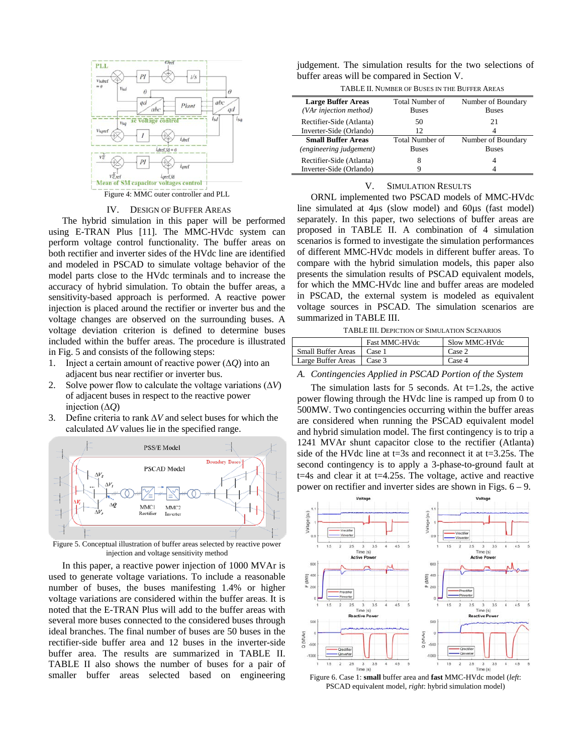Figure 4: MMC outer controller and PLL

## IV. Design of Buffer Areas

The hybrid simulation in this paper will be performed using E-TRAN Plus [11]. The MMC-HVdc system can perform voltage control functionality. The buffer areas on both rectifier and inverter sides of the HVdc line are identified and modeled in PSCAD to simulate voltage behavior of the model parts close to the HVdc terminals and to increase the accuracy of hybrid simulation. To obtain the buffer areas, a sensitivity-based approach is performed. A reactive power injection is placed around the rectifier or inverter bus and the voltage changes are observed on the surrounding buses. A voltage deviation criterion is defined to determine buses included within the buffer areas. The procedure is illustrated in Fig. 5 and consists of the following steps:

1. Inject a certain amount of reactive power ($\Delta Q$) into an adjacent bus near rectifier or inverter bus.
2. Solve power flow to calculate the voltage variations ($\Delta V$) of adjacent buses in respect to the reactive power injection ($\Delta Q$)
3. Define criteria to rank $\Delta V$ and select buses for which the calculated $\Delta V$ values lie in the specified range.

Figure 5. Conceptual illustration of buffer areas selected by reactive power injection and voltage sensitivity method

In this paper, a reactive power injection of 1000 MVAr is used to generate voltage variations. To include a reasonable number of buses, the buses manifesting 1.4% or higher voltage variations are considered within the buffer areas. It is noted that the E-TRAN Plus will add to the buffer areas with several more buses connected to the considered buses through ideal branches. The final number of buses are 50 buses in the rectifier-side buffer area and 12 buses in the inverter-side buffer area. The results are summarized in TABLE II. TABLE II also shows the number of buses for a pair of smaller buffer areas selected based on engineering judgement. The simulation results for the two selections of buffer areas will be compared in Section V.

TABLE II. Number of Buses in the Buffer Areas

| **Large Buffer Areas** *(VAr injection method)* | Total Number of Buses | Number of Boundary Buses |
|---|---|---|
| Rectifier-Side (Atlanta) | 50 | 21 |
| Inverter-Side (Orlando) | 12 | 4 |
| **Small Buffer Areas** *(engineering judgement)* | Total Number of Buses | Number of Boundary Buses |
| Rectifier-Side (Atlanta) | 8 | 4 |
| Inverter-Side (Orlando) | 9 | 4 |

## V. Simulation Results

ORNL implemented two PSCAD models of MMC-HVdc line simulated at 4μs (slow model) and 60μs (fast model) separately. In this paper, two selections of buffer areas are proposed in TABLE II. A combination of 4 simulation scenarios is formed to investigate the simulation performances of different MMC-HVdc models in different buffer areas. To compare with the hybrid simulation models, this paper also presents the simulation results of PSCAD equivalent models, for which the MMC-HVdc line and buffer areas are modeled in PSCAD, the external system is modeled as equivalent voltage sources in PSCAD. The simulation scenarios are summarized in TABLE III.

TABLE III. Depiction of Simulation Scenarios

| | Fast MMC-HVdc | Slow MMC-HVdc |
|---|---|---|
| Small Buffer Areas | Case 1 | Case 2 |
| Large Buffer Areas | Case 3 | Case 4 |

### A. Contingencies Applied in PSCAD Portion of the System

The simulation lasts for 5 seconds. At t=1.2s, the active power flowing through the HVdc line is ramped up from 0 to 500MW. Two contingencies occurring within the buffer areas are considered when running the PSCAD equivalent model and hybrid simulation model. The first contingency is to trip a 1241 MVAr shunt capacitor close to the rectifier (Atlanta) side of the HVdc line at t=3s and reconnect it at t=3.25s. The second contingency is to apply a 3-phase-to-ground fault at t=4s and clear it at t=4.25s. The voltage, active and reactive power on rectifier and inverter sides are shown in Figs. 6 – 9.

Figure 6. Case 1: **small** buffer area and **fast** MMC-HVdc model (*left*: PSCAD equivalent model, *right*: hybrid simulation model)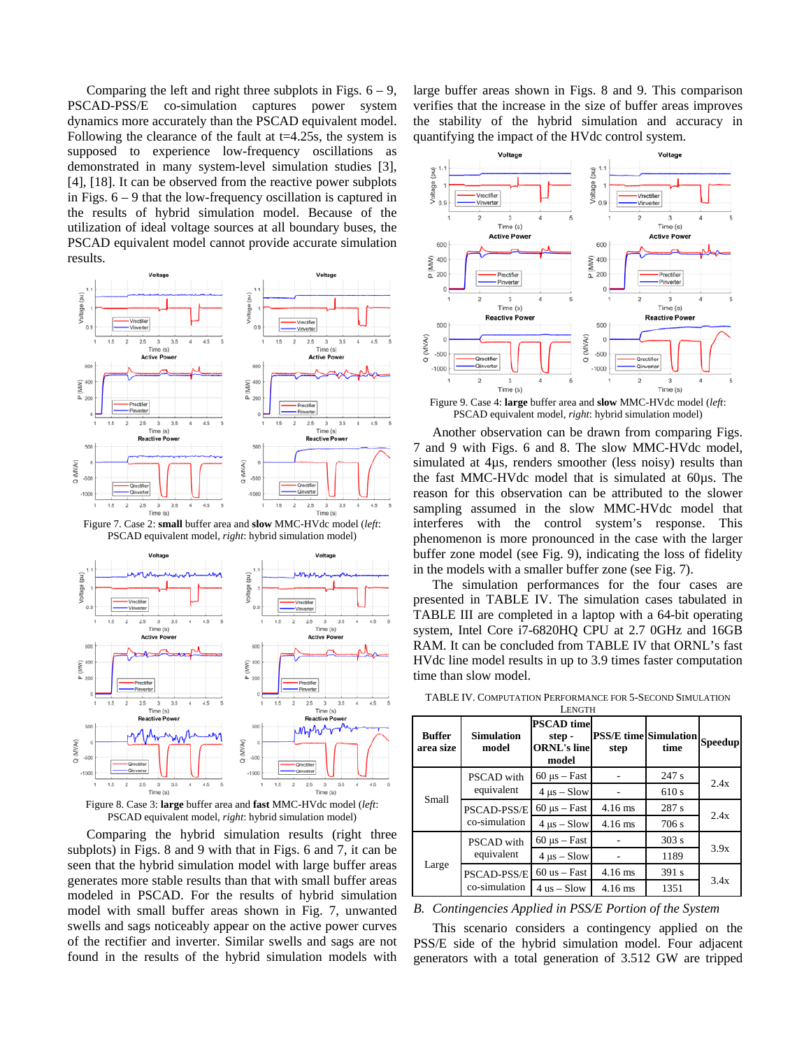Comparing the left and right three subplots in Figs. 6 – 9, PSCAD-PSS/E co-simulation captures power system dynamics more accurately than the PSCAD equivalent model. Following the clearance of the fault at t=4.25s, the system is supposed to experience low-frequency oscillations as demonstrated in many system-level simulation studies [3], [4], [18]. It can be observed from the reactive power subplots in Figs. 6 – 9 that the low-frequency oscillation is captured in the results of hybrid simulation model. Because of the utilization of ideal voltage sources at all boundary buses, the PSCAD equivalent model cannot provide accurate simulation results.

Figure 7. Case 2: **small** buffer area and **slow** MMC-HVdc model (*left*: PSCAD equivalent model, *right*: hybrid simulation model)

Figure 8. Case 3: **large** buffer area and **fast** MMC-HVdc model (*left*: PSCAD equivalent model, *right*: hybrid simulation model)

Comparing the hybrid simulation results (right three subplots) in Figs. 8 and 9 with that in Figs. 6 and 7, it can be seen that the hybrid simulation model with large buffer areas generates more stable results than that with small buffer areas modeled in PSCAD. For the results of hybrid simulation model with small buffer areas shown in Fig. 7, unwanted swells and sags noticeably appear on the active power curves of the rectifier and inverter. Similar swells and sags are not found in the results of the hybrid simulation models with large buffer areas shown in Figs. 8 and 9. This comparison verifies that the increase in the size of buffer areas improves the stability of the hybrid simulation and accuracy in quantifying the impact of the HVdc control system.

Figure 9. Case 4: **large** buffer area and **slow** MMC-HVdc model (*left*: PSCAD equivalent model, *right*: hybrid simulation model)

Another observation can be drawn from comparing Figs. 7 and 9 with Figs. 6 and 8. The slow MMC-HVdc model, simulated at 4μs, renders smoother (less noisy) results than the fast MMC-HVdc model that is simulated at 60μs. The reason for this observation can be attributed to the slower sampling assumed in the slow MMC-HVdc model that interferes with the control system's response. This phenomenon is more pronounced in the case with the larger buffer zone model (see Fig. 9), indicating the loss of fidelity in the models with a smaller buffer zone (see Fig. 7).

The simulation performances for the four cases are presented in TABLE IV. The simulation cases tabulated in TABLE III are completed in a laptop with a 64-bit operating system, Intel Core i7-6820HQ CPU at 2.7 0GHz and 16GB RAM. It can be concluded from TABLE IV that ORNL's fast HVdc line model results in up to 3.9 times faster computation time than slow model.

TABLE IV. COMPUTATION PERFORMANCE FOR 5-SECOND SIMULATION LENGTH

| Buffer area size | Simulation model | PSCAD time step - ORNL's line model | PSS/E time step | Simulation time | Speedup |
|---|---|---|---|---|---|
| Small | PSCAD with equivalent | 60 μs – Fast | - | 247 s | 2.4x |
| | | 4 μs – Slow | - | 610 s | |
| | PSCAD-PSS/E co-simulation | 60 μs – Fast | 4.16 ms | 287 s | 2.4x |
| | | 4 μs – Slow | 4.16 ms | 706 s | |
| Large | PSCAD with equivalent | 60 μs – Fast | - | 303 s | 3.9x |
| | | 4 μs – Slow | - | 1189 | |
| | PSCAD-PSS/E co-simulation | 60 us – Fast | 4.16 ms | 391 s | 3.4x |
| | | 4 us – Slow | 4.16 ms | 1351 | |

### *B. Contingencies Applied in PSS/E Portion of the System*

This scenario considers a contingency applied on the PSS/E side of the hybrid simulation model. Four adjacent generators with a total generation of 3.512 GW are tripped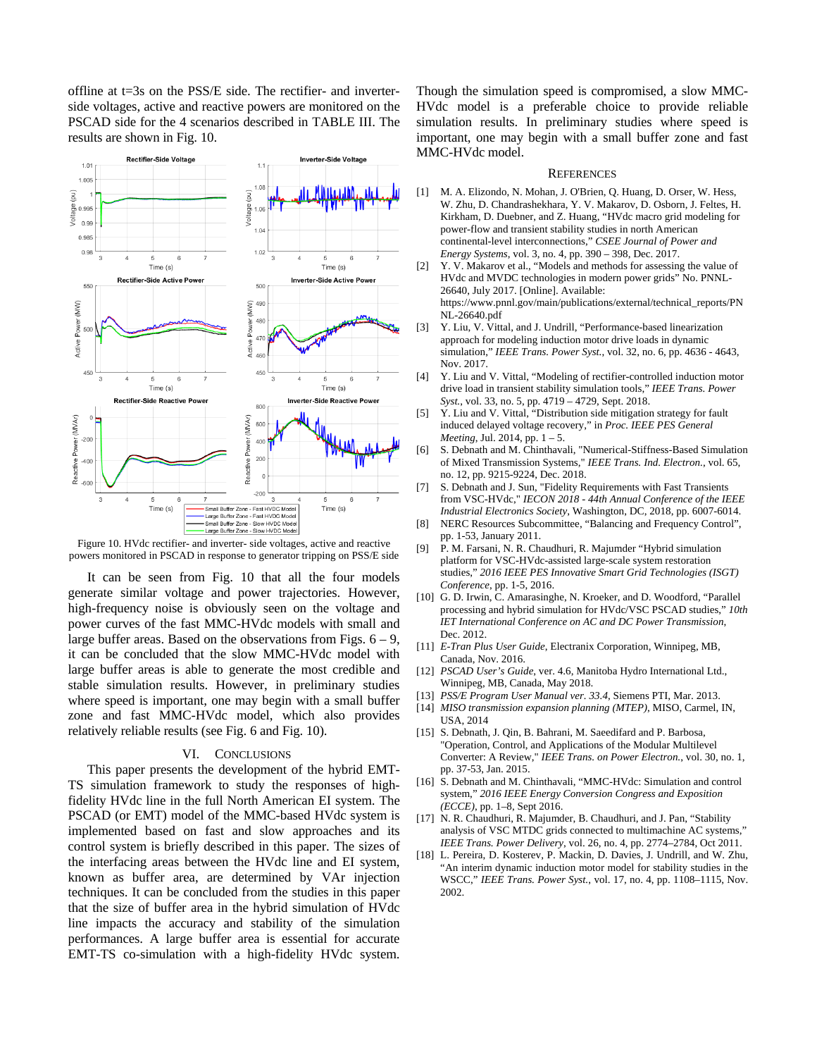offline at t=3s on the PSS/E side. The rectifier- and inverter-side voltages, active and reactive powers are monitored on the PSCAD side for the 4 scenarios described in TABLE III. The results are shown in Fig. 10.

Rectifier-Side Voltage
1.01
1.005
1
0.995
0.99
0.985
0.98
Voltage (pu)
3 4 5 6 7
Time (s)

Inverter-Side Voltage
1.1
1.08
1.06
1.04
1.02
Voltage (pu)
3 4 5 6 7
Time (s)

Rectifier-Side Active Power
550
500
450
Active Power (MW)
3 4 5 6 7
Time (s)

Inverter-Side Active Power
500
490
480
470
460
450
Active Power (MW)
3 4 5 6 7
Time (s)

Rectifier-Side Reactive Power
0
-200
-400
-600
Reactive Power (MVAr)
3 4 5 6 7
Time (s)

Inverter-Side Reactive Power
800
600
400
200
0
-200
Reactive Power (MVAr)
3 4 5 6 7
Time (s)

Small Buffer Zone - Fast HVDC Model
Large Buffer Zone - Fast HVDC Model
Small Buffer Zone - Slow HVDC Model
Large Buffer Zone - Slow HVDC Model

Figure 10. HVdc rectifier- and inverter- side voltages, active and reactive powers monitored in PSCAD in response to generator tripping on PSS/E side

It can be seen from Fig. 10 that all the four models generate similar voltage and power trajectories. However, high-frequency noise is obviously seen on the voltage and power curves of the fast MMC-HVdc models with small and large buffer areas. Based on the observations from Figs. 6 – 9, it can be concluded that the slow MMC-HVdc model with large buffer areas is able to generate the most credible and stable simulation results. However, in preliminary studies where speed is important, one may begin with a small buffer zone and fast MMC-HVdc model, which also provides relatively reliable results (see Fig. 6 and Fig. 10).

## VI. Conclusions

This paper presents the development of the hybrid EMT-TS simulation framework to study the responses of high-fidelity HVdc line in the full North American EI system. The PSCAD (or EMT) model of the MMC-based HVdc system is implemented based on fast and slow approaches and its control system is briefly described in this paper. The sizes of the interfacing areas between the HVdc line and EI system, known as buffer area, are determined by VAr injection techniques. It can be concluded from the studies in this paper that the size of buffer area in the hybrid simulation of HVdc line impacts the accuracy and stability of the simulation performances. A large buffer area is essential for accurate EMT-TS co-simulation with a high-fidelity HVdc system. Though the simulation speed is compromised, a slow MMC-HVdc model is a preferable choice to provide reliable simulation results. In preliminary studies where speed is important, one may begin with a small buffer zone and fast MMC-HVdc model.

## References

[1] M. A. Elizondo, N. Mohan, J. O'Brien, Q. Huang, D. Orser, W. Hess, W. Zhu, D. Chandrashekhara, Y. V. Makarov, D. Osborn, J. Feltes, H. Kirkham, D. Duebner, and Z. Huang, "HVdc macro grid modeling for power-flow and transient stability studies in north American continental-level interconnections," *CSEE Journal of Power and Energy Systems*, vol. 3, no. 4, pp. 390 – 398, Dec. 2017.

[2] Y. V. Makarov et al., "Models and methods for assessing the value of HVdc and MVDC technologies in modern power grids" No. PNNL-26640, July 2017. [Online]. Available: https://www.pnnl.gov/main/publications/external/technical_reports/PNNL-26640.pdf

[3] Y. Liu, V. Vittal, and J. Undrill, "Performance-based linearization approach for modeling induction motor drive loads in dynamic simulation," *IEEE Trans. Power Syst.*, vol. 32, no. 6, pp. 4636 - 4643, Nov. 2017.

[4] Y. Liu and V. Vittal, "Modeling of rectifier-controlled induction motor drive load in transient stability simulation tools," *IEEE Trans. Power Syst.*, vol. 33, no. 5, pp. 4719 – 4729, Sept. 2018.

[5] Y. Liu and V. Vittal, "Distribution side mitigation strategy for fault induced delayed voltage recovery," in *Proc. IEEE PES General Meeting*, Jul. 2014, pp. 1 – 5.

[6] S. Debnath and M. Chinthavali, "Numerical-Stiffness-Based Simulation of Mixed Transmission Systems," *IEEE Trans. Ind. Electron.*, vol. 65, no. 12, pp. 9215-9224, Dec. 2018.

[7] S. Debnath and J. Sun, "Fidelity Requirements with Fast Transients from VSC-HVdc," *IECON 2018 - 44th Annual Conference of the IEEE Industrial Electronics Society*, Washington, DC, 2018, pp. 6007-6014.

[8] NERC Resources Subcommittee, "Balancing and Frequency Control", pp. 1-53, January 2011.

[9] P. M. Farsani, N. R. Chaudhuri, R. Majumder "Hybrid simulation platform for VSC-HVdc-assisted large-scale system restoration studies," *2016 IEEE PES Innovative Smart Grid Technologies (ISGT) Conference*, pp. 1-5, 2016.

[10] G. D. Irwin, C. Amarasinghe, N. Kroeker, and D. Woodford, "Parallel processing and hybrid simulation for HVdc/VSC PSCAD studies," *10th IET International Conference on AC and DC Power Transmission*, Dec. 2012.

[11] *E-Tran Plus User Guide*, Electranix Corporation, Winnipeg, MB, Canada, Nov. 2016.

[12] *PSCAD User's Guide*, ver. 4.6, Manitoba Hydro International Ltd., Winnipeg, MB, Canada, May 2018.

[13] *PSS/E Program User Manual ver. 33.4*, Siemens PTI, Mar. 2013.

[14] *MISO transmission expansion planning (MTEP)*, MISO, Carmel, IN, USA, 2014

[15] S. Debnath, J. Qin, B. Bahrani, M. Saeedifard and P. Barbosa, "Operation, Control, and Applications of the Modular Multilevel Converter: A Review," *IEEE Trans. on Power Electron.*, vol. 30, no. 1, pp. 37-53, Jan. 2015.

[16] S. Debnath and M. Chinthavali, "MMC-HVdc: Simulation and control system," *2016 IEEE Energy Conversion Congress and Exposition (ECCE)*, pp. 1–8, Sept 2016.

[17] N. R. Chaudhuri, R. Majumder, B. Chaudhuri, and J. Pan, "Stability analysis of VSC MTDC grids connected to multimachine AC systems," *IEEE Trans. Power Delivery*, vol. 26, no. 4, pp. 2774–2784, Oct 2011.

[18] L. Pereira, D. Kosterev, P. Mackin, D. Davies, J. Undrill, and W. Zhu, "An interim dynamic induction motor model for stability studies in the WSCC," *IEEE Trans. Power Syst.*, vol. 17, no. 4, pp. 1108–1115, Nov. 2002.